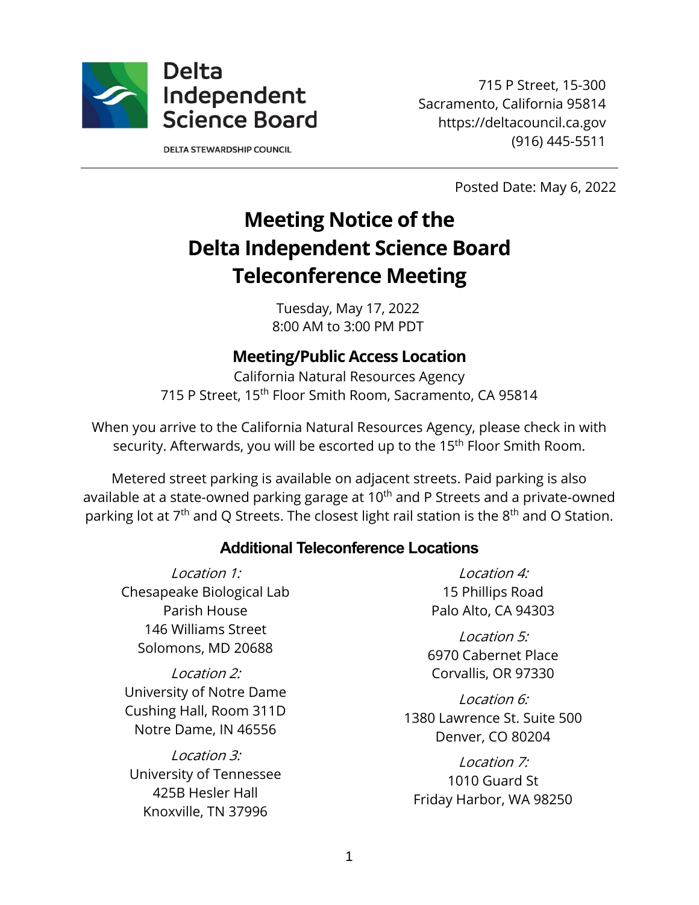Delta Independent Science Board

DELTA STEWARDSHIP COUNCIL

715 P Street, 15-300
Sacramento, California 95814
https://deltacouncil.ca.gov
(916) 445-5511

Posted Date: May 6, 2022

# Meeting Notice of the Delta Independent Science Board Teleconference Meeting

Tuesday, May 17, 2022
8:00 AM to 3:00 PM PDT

## Meeting/Public Access Location

California Natural Resources Agency
715 P Street, 15th Floor Smith Room, Sacramento, CA 95814

When you arrive to the California Natural Resources Agency, please check in with security. Afterwards, you will be escorted up to the 15th Floor Smith Room.

Metered street parking is available on adjacent streets. Paid parking is also available at a state-owned parking garage at 10th and P Streets and a private-owned parking lot at 7th and Q Streets. The closest light rail station is the 8th and O Station.

### Additional Teleconference Locations

*Location 1:*
Chesapeake Biological Lab
Parish House
146 Williams Street
Solomons, MD 20688

*Location 2:*
University of Notre Dame
Cushing Hall, Room 311D
Notre Dame, IN 46556

*Location 3:*
University of Tennessee
425B Hesler Hall
Knoxville, TN 37996

*Location 4:*
15 Phillips Road
Palo Alto, CA 94303

*Location 5:*
6970 Cabernet Place
Corvallis, OR 97330

*Location 6:*
1380 Lawrence St. Suite 500
Denver, CO 80204

*Location 7:*
1010 Guard St
Friday Harbor, WA 98250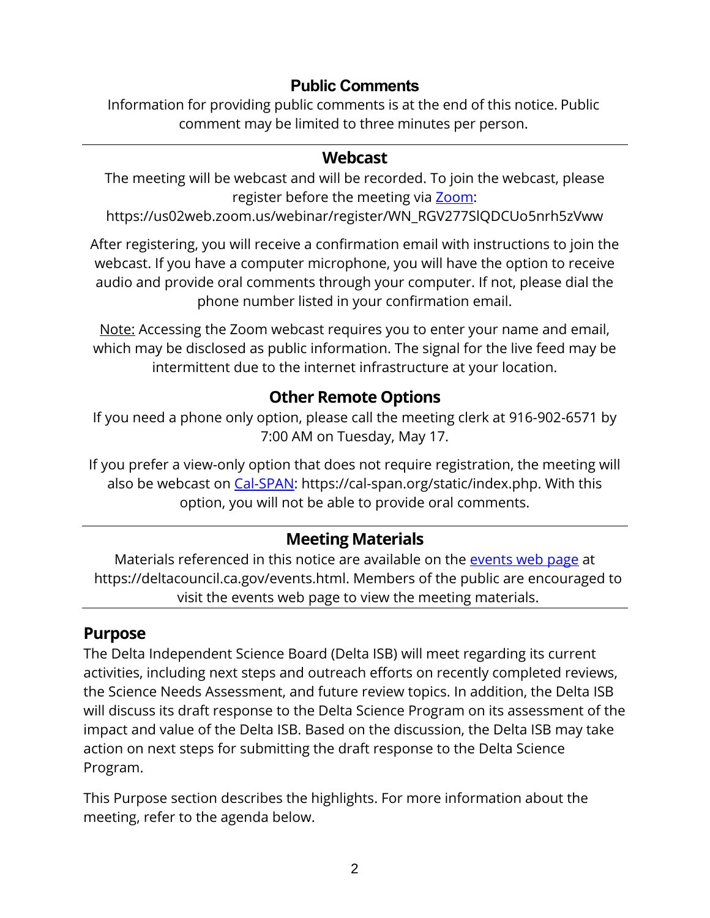## Public Comments

Information for providing public comments is at the end of this notice. Public comment may be limited to three minutes per person.

---

## Webcast

The meeting will be webcast and will be recorded. To join the webcast, please register before the meeting via [Zoom](https://us02web.zoom.us/webinar/register/WN_RGV277SlQDCUo5nrh5zVww): https://us02web.zoom.us/webinar/register/WN_RGV277SlQDCUo5nrh5zVww

After registering, you will receive a confirmation email with instructions to join the webcast. If you have a computer microphone, you will have the option to receive audio and provide oral comments through your computer. If not, please dial the phone number listed in your confirmation email.

Note: Accessing the Zoom webcast requires you to enter your name and email, which may be disclosed as public information. The signal for the live feed may be intermittent due to the internet infrastructure at your location.

## Other Remote Options

If you need a phone only option, please call the meeting clerk at 916-902-6571 by 7:00 AM on Tuesday, May 17.

If you prefer a view-only option that does not require registration, the meeting will also be webcast on [Cal-SPAN](https://cal-span.org/static/index.php): https://cal-span.org/static/index.php. With this option, you will not be able to provide oral comments.

---

## Meeting Materials

Materials referenced in this notice are available on the [events web page](https://deltacouncil.ca.gov/events.html) at https://deltacouncil.ca.gov/events.html. Members of the public are encouraged to visit the events web page to view the meeting materials.

---

## Purpose

The Delta Independent Science Board (Delta ISB) will meet regarding its current activities, including next steps and outreach efforts on recently completed reviews, the Science Needs Assessment, and future review topics. In addition, the Delta ISB will discuss its draft response to the Delta Science Program on its assessment of the impact and value of the Delta ISB. Based on the discussion, the Delta ISB may take action on next steps for submitting the draft response to the Delta Science Program.

This Purpose section describes the highlights. For more information about the meeting, refer to the agenda below.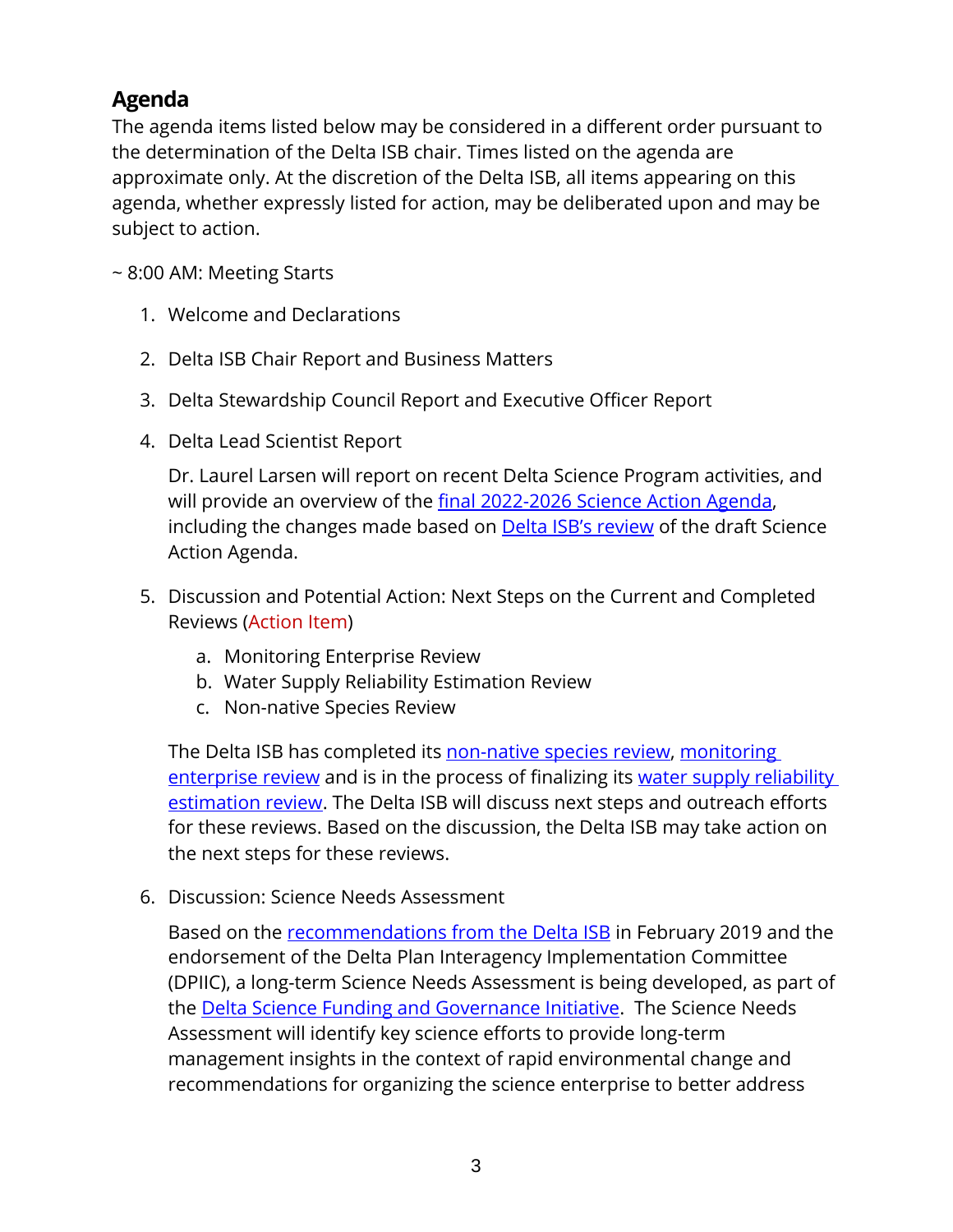## Agenda

The agenda items listed below may be considered in a different order pursuant to the determination of the Delta ISB chair. Times listed on the agenda are approximate only. At the discretion of the Delta ISB, all items appearing on this agenda, whether expressly listed for action, may be deliberated upon and may be subject to action.

~ 8:00 AM: Meeting Starts

1. Welcome and Declarations

2. Delta ISB Chair Report and Business Matters

3. Delta Stewardship Council Report and Executive Officer Report

4. Delta Lead Scientist Report

   Dr. Laurel Larsen will report on recent Delta Science Program activities, and will provide an overview of the final 2022-2026 Science Action Agenda, including the changes made based on Delta ISB's review of the draft Science Action Agenda.

5. Discussion and Potential Action: Next Steps on the Current and Completed Reviews (Action Item)

   a. Monitoring Enterprise Review
   b. Water Supply Reliability Estimation Review
   c. Non-native Species Review

   The Delta ISB has completed its non-native species review, monitoring enterprise review and is in the process of finalizing its water supply reliability estimation review. The Delta ISB will discuss next steps and outreach efforts for these reviews. Based on the discussion, the Delta ISB may take action on the next steps for these reviews.

6. Discussion: Science Needs Assessment

   Based on the recommendations from the Delta ISB in February 2019 and the endorsement of the Delta Plan Interagency Implementation Committee (DPIIC), a long-term Science Needs Assessment is being developed, as part of the Delta Science Funding and Governance Initiative. The Science Needs Assessment will identify key science efforts to provide long-term management insights in the context of rapid environmental change and recommendations for organizing the science enterprise to better address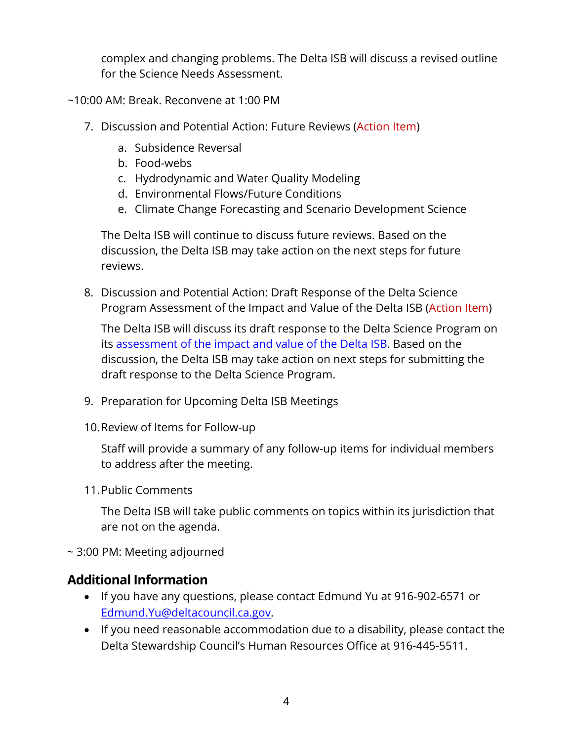complex and changing problems. The Delta ISB will discuss a revised outline for the Science Needs Assessment.

~10:00 AM: Break. Reconvene at 1:00 PM

7. Discussion and Potential Action: Future Reviews (Action Item)

   a. Subsidence Reversal
   b. Food-webs
   c. Hydrodynamic and Water Quality Modeling
   d. Environmental Flows/Future Conditions
   e. Climate Change Forecasting and Scenario Development Science

   The Delta ISB will continue to discuss future reviews. Based on the discussion, the Delta ISB may take action on the next steps for future reviews.

8. Discussion and Potential Action: Draft Response of the Delta Science Program Assessment of the Impact and Value of the Delta ISB (Action Item)

   The Delta ISB will discuss its draft response to the Delta Science Program on its assessment of the impact and value of the Delta ISB. Based on the discussion, the Delta ISB may take action on next steps for submitting the draft response to the Delta Science Program.

9. Preparation for Upcoming Delta ISB Meetings

10. Review of Items for Follow-up

    Staff will provide a summary of any follow-up items for individual members to address after the meeting.

11. Public Comments

    The Delta ISB will take public comments on topics within its jurisdiction that are not on the agenda.

~ 3:00 PM: Meeting adjourned

## Additional Information

- If you have any questions, please contact Edmund Yu at 916-902-6571 or Edmund.Yu@deltacouncil.ca.gov.
- If you need reasonable accommodation due to a disability, please contact the Delta Stewardship Council's Human Resources Office at 916-445-5511.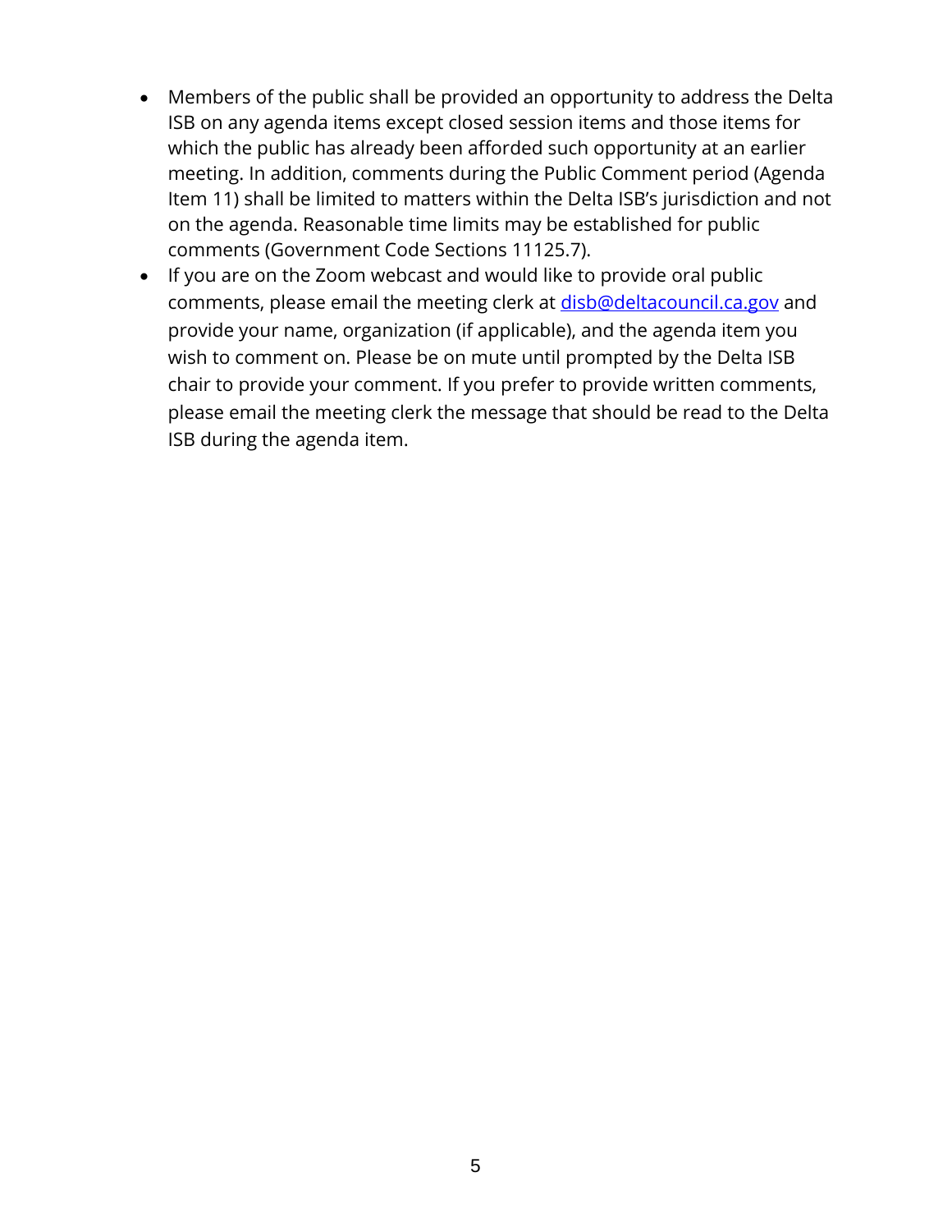- Members of the public shall be provided an opportunity to address the Delta ISB on any agenda items except closed session items and those items for which the public has already been afforded such opportunity at an earlier meeting. In addition, comments during the Public Comment period (Agenda Item 11) shall be limited to matters within the Delta ISB's jurisdiction and not on the agenda. Reasonable time limits may be established for public comments (Government Code Sections 11125.7).
- If you are on the Zoom webcast and would like to provide oral public comments, please email the meeting clerk at [disb@deltacouncil.ca.gov](mailto:disb@deltacouncil.ca.gov) and provide your name, organization (if applicable), and the agenda item you wish to comment on. Please be on mute until prompted by the Delta ISB chair to provide your comment. If you prefer to provide written comments, please email the meeting clerk the message that should be read to the Delta ISB during the agenda item.